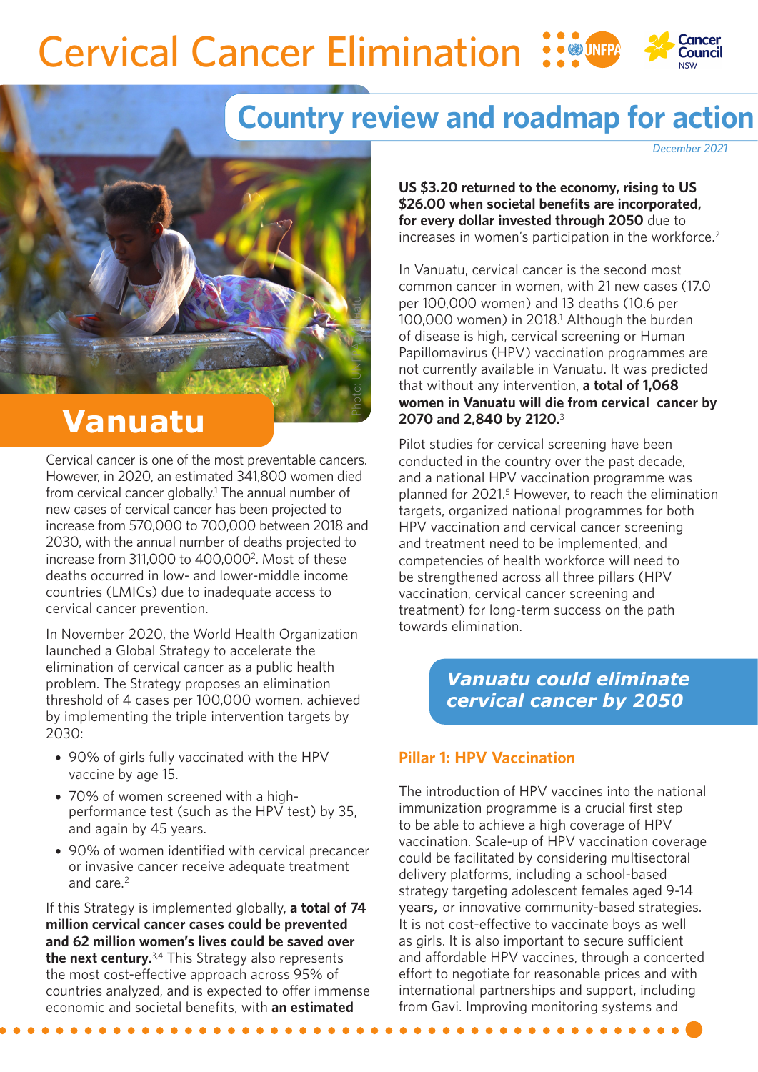# Cervical Cancer Elimination

## Country review and roadmap for action

*December 2021*

# Vanuatu

Cervical cancer is one of the most preventable cancers. However, in 2020, an estimated 341,800 women died from cervical cancer globally.[1] The annual number of new cases of cervical cancer has been projected to increase from 570,000 to 700,000 between 2018 and 2030, with the annual number of deaths projected to increase from 311,000 to 400,000[2]. Most of these deaths occurred in low- and lower-middle income countries (LMICs) due to inadequate access to cervical cancer prevention.

In November 2020, the World Health Organization launched a Global Strategy to accelerate the elimination of cervical cancer as a public health problem. The Strategy proposes an elimination threshold of 4 cases per 100,000 women, achieved by implementing the triple intervention targets by 2030:

- 90% of girls fully vaccinated with the HPV vaccine by age 15.
- 70% of women screened with a high-performance test (such as the HPV test) by 35, and again by 45 years.
- 90% of women identified with cervical precancer or invasive cancer receive adequate treatment and care.[2]

If this Strategy is implemented globally, **a total of 74 million cervical cancer cases could be prevented and 62 million women's lives could be saved over the next century.**[3,4] This Strategy also represents the most cost-effective approach across 95% of countries analyzed, and is expected to offer immense economic and societal benefits, with **an estimated US $3.20 returned to the economy, rising to US $26.00 when societal benefits are incorporated, for every dollar invested through 2050** due to increases in women's participation in the workforce.[2]

In Vanuatu, cervical cancer is the second most common cancer in women, with 21 new cases (17.0 per 100,000 women) and 13 deaths (10.6 per 100,000 women) in 2018.[1] Although the burden of disease is high, cervical screening or Human Papillomavirus (HPV) vaccination programmes are not currently available in Vanuatu. It was predicted that without any intervention, **a total of 1,068 women in Vanuatu will die from cervical cancer by 2070 and 2,840 by 2120.**[3]

Pilot studies for cervical screening have been conducted in the country over the past decade, and a national HPV vaccination programme was planned for 2021.[5] However, to reach the elimination targets, organized national programmes for both HPV vaccination and cervical cancer screening and treatment need to be implemented, and competencies of health workforce will need to be strengthened across all three pillars (HPV vaccination, cervical cancer screening and treatment) for long-term success on the path towards elimination.

***Vanuatu could eliminate cervical cancer by 2050***

### Pillar 1: HPV Vaccination

The introduction of HPV vaccines into the national immunization programme is a crucial first step to be able to achieve a high coverage of HPV vaccination. Scale-up of HPV vaccination coverage could be facilitated by considering multisectoral delivery platforms, including a school-based strategy targeting adolescent females aged 9-14 years, or innovative community-based strategies. It is not cost-effective to vaccinate boys as well as girls. It is also important to secure sufficient and affordable HPV vaccines, through a concerted effort to negotiate for reasonable prices and with international partnerships and support, including from Gavi. Improving monitoring systems and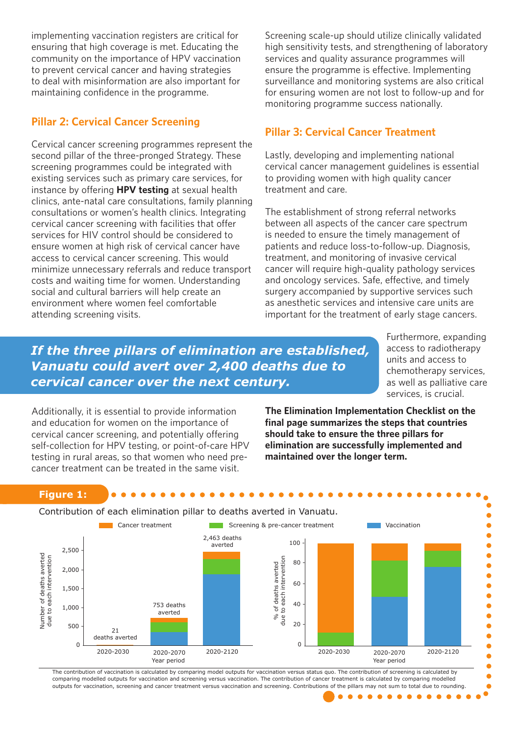implementing vaccination registers are critical for ensuring that high coverage is met. Educating the community on the importance of HPV vaccination to prevent cervical cancer and having strategies to deal with misinformation are also important for maintaining confidence in the programme.

### Pillar 2: Cervical Cancer Screening

Cervical cancer screening programmes represent the second pillar of the three-pronged Strategy. These screening programmes could be integrated with existing services such as primary care services, for instance by offering **HPV testing** at sexual health clinics, ante-natal care consultations, family planning consultations or women's health clinics. Integrating cervical cancer screening with facilities that offer services for HIV control should be considered to ensure women at high risk of cervical cancer have access to cervical cancer screening. This would minimize unnecessary referrals and reduce transport costs and waiting time for women. Understanding social and cultural barriers will help create an environment where women feel comfortable attending screening visits.

Screening scale-up should utilize clinically validated high sensitivity tests, and strengthening of laboratory services and quality assurance programmes will ensure the programme is effective. Implementing surveillance and monitoring systems are also critical for ensuring women are not lost to follow-up and for monitoring programme success nationally.

### Pillar 3: Cervical Cancer Treatment

Lastly, developing and implementing national cervical cancer management guidelines is essential to providing women with high quality cancer treatment and care.

The establishment of strong referral networks between all aspects of the cancer care spectrum is needed to ensure the timely management of patients and reduce loss-to-follow-up. Diagnosis, treatment, and monitoring of invasive cervical cancer will require high-quality pathology services and oncology services. Safe, effective, and timely surgery accompanied by supportive services such as anesthetic services and intensive care units are important for the treatment of early stage cancers.

Furthermore, expanding access to radiotherapy units and access to chemotherapy services, as well as palliative care services, is crucial.

***If the three pillars of elimination are established, Vanuatu could avert over 2,400 deaths due to cervical cancer over the next century.***

Additionally, it is essential to provide information and education for women on the importance of cervical cancer screening, and potentially offering self-collection for HPV testing, or point-of-care HPV testing in rural areas, so that women who need pre-cancer treatment can be treated in the same visit.

**The Elimination Implementation Checklist on the final page summarizes the steps that countries should take to ensure the three pillars for elimination are successfully implemented and maintained over the longer term.**

**Figure 1:**

Contribution of each elimination pillar to deaths averted in Vanuatu.

The contribution of vaccination is calculated by comparing model outputs for vaccination versus status quo. The contribution of screening is calculated by comparing modelled outputs for vaccination and screening versus vaccination. The contribution of cancer treatment is calculated by comparing modelled outputs for vaccination, screening and cancer treatment versus vaccination and screening. Contributions of the pillars may not sum to total due to rounding.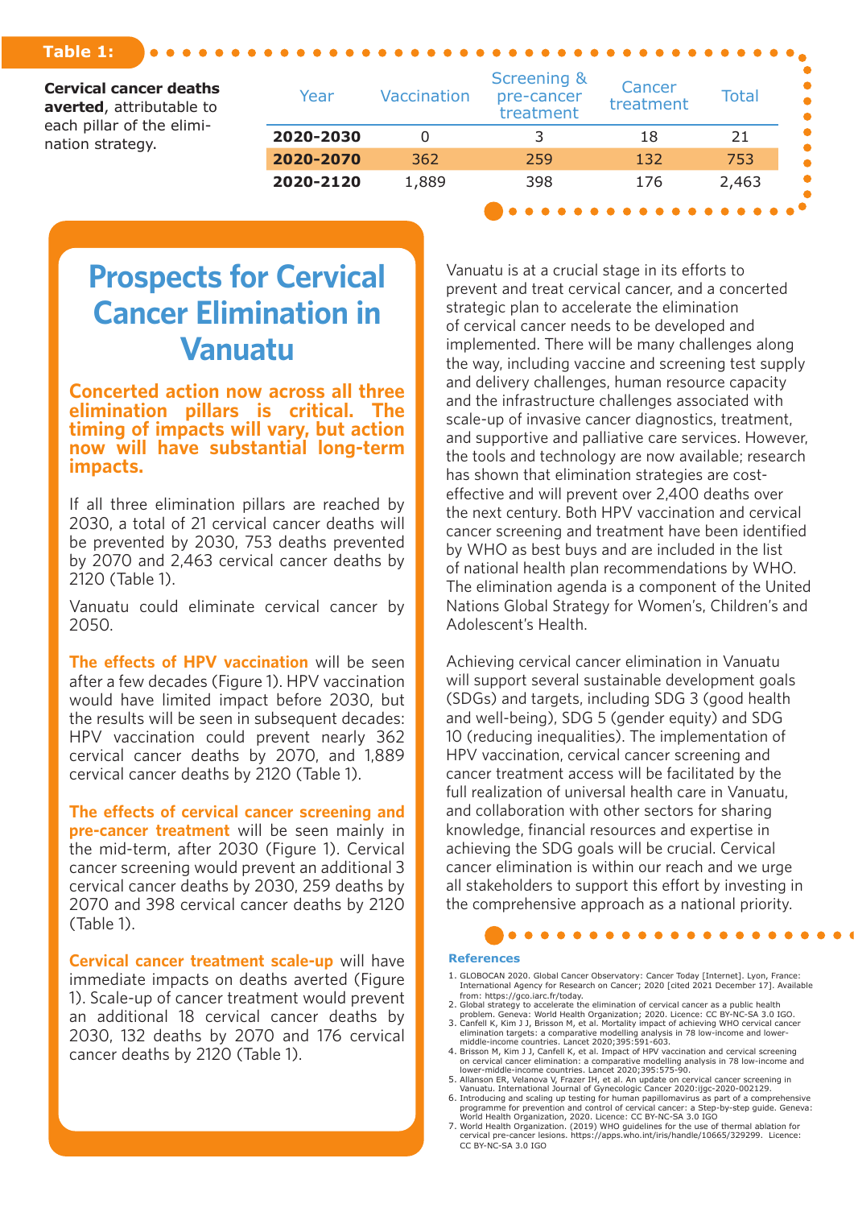**Table 1:**

**Cervical cancer deaths averted**, attributable to each pillar of the elimination strategy.

| Year | Vaccination | Screening & pre-cancer treatment | Cancer treatment | Total |
|---|---|---|---|---|
| **2020-2030** | 0 | 3 | 18 | 21 |
| **2020-2070** | 362 | 259 | 132 | 753 |
| **2020-2120** | 1,889 | 398 | 176 | 2,463 |

# Prospects for Cervical Cancer Elimination in Vanuatu

**Concerted action now across all three elimination pillars is critical. The timing of impacts will vary, but action now will have substantial long-term impacts.**

If all three elimination pillars are reached by 2030, a total of 21 cervical cancer deaths will be prevented by 2030, 753 deaths prevented by 2070 and 2,463 cervical cancer deaths by 2120 (Table 1).

Vanuatu could eliminate cervical cancer by 2050.

**The effects of HPV vaccination** will be seen after a few decades (Figure 1). HPV vaccination would have limited impact before 2030, but the results will be seen in subsequent decades: HPV vaccination could prevent nearly 362 cervical cancer deaths by 2070, and 1,889 cervical cancer deaths by 2120 (Table 1).

**The effects of cervical cancer screening and pre-cancer treatment** will be seen mainly in the mid-term, after 2030 (Figure 1). Cervical cancer screening would prevent an additional 3 cervical cancer deaths by 2030, 259 deaths by 2070 and 398 cervical cancer deaths by 2120 (Table 1).

**Cervical cancer treatment scale-up** will have immediate impacts on deaths averted (Figure 1). Scale-up of cancer treatment would prevent an additional 18 cervical cancer deaths by 2030, 132 deaths by 2070 and 176 cervical cancer deaths by 2120 (Table 1).

Vanuatu is at a crucial stage in its efforts to prevent and treat cervical cancer, and a concerted strategic plan to accelerate the elimination of cervical cancer needs to be developed and implemented. There will be many challenges along the way, including vaccine and screening test supply and delivery challenges, human resource capacity and the infrastructure challenges associated with scale-up of invasive cancer diagnostics, treatment, and supportive and palliative care services. However, the tools and technology are now available; research has shown that elimination strategies are cost-effective and will prevent over 2,400 deaths over the next century. Both HPV vaccination and cervical cancer screening and treatment have been identified by WHO as best buys and are included in the list of national health plan recommendations by WHO. The elimination agenda is a component of the United Nations Global Strategy for Women's, Children's and Adolescent's Health.

Achieving cervical cancer elimination in Vanuatu will support several sustainable development goals (SDGs) and targets, including SDG 3 (good health and well-being), SDG 5 (gender equity) and SDG 10 (reducing inequalities). The implementation of HPV vaccination, cervical cancer screening and cancer treatment access will be facilitated by the full realization of universal health care in Vanuatu, and collaboration with other sectors for sharing knowledge, financial resources and expertise in achieving the SDG goals will be crucial. Cervical cancer elimination is within our reach and we urge all stakeholders to support this effort by investing in the comprehensive approach as a national priority.

## References

1. GLOBOCAN 2020. Global Cancer Observatory: Cancer Today [Internet]. Lyon, France: International Agency for Research on Cancer; 2020 [cited 2021 December 17]. Available from: https://gco.iarc.fr/today.
2. Global strategy to accelerate the elimination of cervical cancer as a public health problem. Geneva: World Health Organization; 2020. Licence: CC BY-NC-SA 3.0 IGO.
3. Canfell K, Kim J J, Brisson M, et al. Mortality impact of achieving WHO cervical cancer elimination targets: a comparative modelling analysis in 78 low-income and lower-middle-income countries. Lancet 2020;395:591-603.
4. Brisson M, Kim J J, Canfell K, et al. Impact of HPV vaccination and cervical screening on cervical cancer elimination: a comparative modelling analysis in 78 low-income and lower-middle-income countries. Lancet 2020;395:575-90.
5. Allanson ER, Velanova V, Frazer IH, et al. An update on cervical cancer screening in Vanuatu. International Journal of Gynecologic Cancer 2020:ijgc-2020-002129.
6. Introducing and scaling up testing for human papillomavirus as part of a comprehensive programme for prevention and control of cervical cancer: a Step-by-step guide. Geneva: World Health Organization, 2020. Licence: CC BY-NC-SA 3.0 IGO
7. World Health Organization. (2019) WHO guidelines for the use of thermal ablation for cervical pre-cancer lesions. https://apps.who.int/iris/handle/10665/329299. Licence: CC BY-NC-SA 3.0 IGO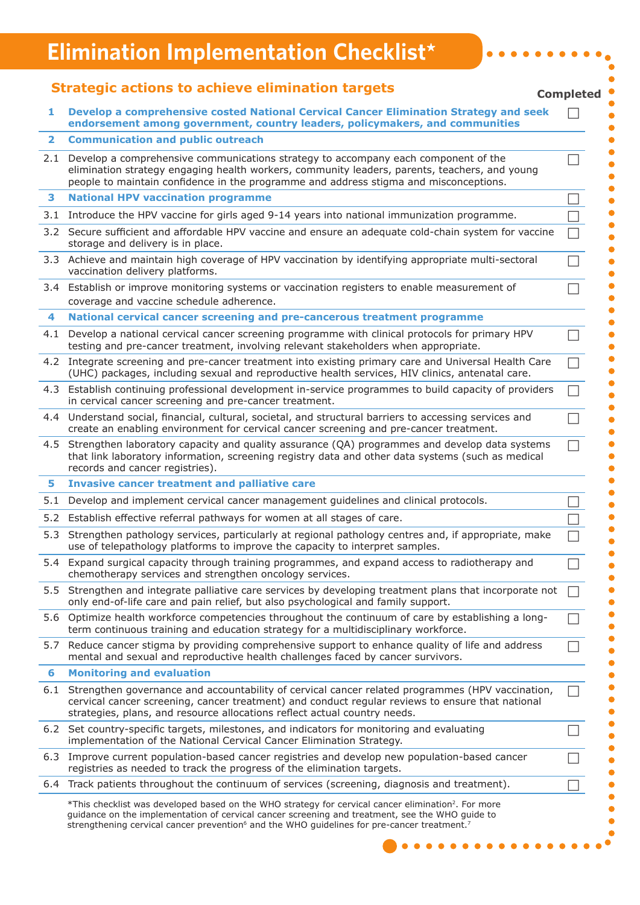# Elimination Implementation Checklist*

## Strategic actions to achieve elimination targets

| | | Completed |
|---|---|---|
| **1** | **Develop a comprehensive costed National Cervical Cancer Elimination Strategy and seek endorsement among government, country leaders, policymakers, and communities** | ☐ |
| **2** | **Communication and public outreach** | |
| 2.1 | Develop a comprehensive communications strategy to accompany each component of the elimination strategy engaging health workers, community leaders, parents, teachers, and young people to maintain confidence in the programme and address stigma and misconceptions. | ☐ |
| **3** | **National HPV vaccination programme** | ☐ |
| 3.1 | Introduce the HPV vaccine for girls aged 9-14 years into national immunization programme. | ☐ |
| 3.2 | Secure sufficient and affordable HPV vaccine and ensure an adequate cold-chain system for vaccine storage and delivery is in place. | ☐ |
| 3.3 | Achieve and maintain high coverage of HPV vaccination by identifying appropriate multi-sectoral vaccination delivery platforms. | ☐ |
| 3.4 | Establish or improve monitoring systems or vaccination registers to enable measurement of coverage and vaccine schedule adherence. | ☐ |
| **4** | **National cervical cancer screening and pre-cancerous treatment programme** | |
| 4.1 | Develop a national cervical cancer screening programme with clinical protocols for primary HPV testing and pre-cancer treatment, involving relevant stakeholders when appropriate. | ☐ |
| 4.2 | Integrate screening and pre-cancer treatment into existing primary care and Universal Health Care (UHC) packages, including sexual and reproductive health services, HIV clinics, antenatal care. | ☐ |
| 4.3 | Establish continuing professional development in-service programmes to build capacity of providers in cervical cancer screening and pre-cancer treatment. | ☐ |
| 4.4 | Understand social, financial, cultural, societal, and structural barriers to accessing services and create an enabling environment for cervical cancer screening and pre-cancer treatment. | ☐ |
| 4.5 | Strengthen laboratory capacity and quality assurance (QA) programmes and develop data systems that link laboratory information, screening registry data and other data systems (such as medical records and cancer registries). | ☐ |
| **5** | **Invasive cancer treatment and palliative care** | |
| 5.1 | Develop and implement cervical cancer management guidelines and clinical protocols. | ☐ |
| 5.2 | Establish effective referral pathways for women at all stages of care. | ☐ |
| 5.3 | Strengthen pathology services, particularly at regional pathology centres and, if appropriate, make use of telepathology platforms to improve the capacity to interpret samples. | ☐ |
| 5.4 | Expand surgical capacity through training programmes, and expand access to radiotherapy and chemotherapy services and strengthen oncology services. | ☐ |
| 5.5 | Strengthen and integrate palliative care services by developing treatment plans that incorporate not only end-of-life care and pain relief, but also psychological and family support. | ☐ |
| 5.6 | Optimize health workforce competencies throughout the continuum of care by establishing a long-term continuous training and education strategy for a multidisciplinary workforce. | ☐ |
| 5.7 | Reduce cancer stigma by providing comprehensive support to enhance quality of life and address mental and sexual and reproductive health challenges faced by cancer survivors. | ☐ |
| **6** | **Monitoring and evaluation** | |
| 6.1 | Strengthen governance and accountability of cervical cancer related programmes (HPV vaccination, cervical cancer screening, cancer treatment) and conduct regular reviews to ensure that national strategies, plans, and resource allocations reflect actual country needs. | ☐ |
| 6.2 | Set country-specific targets, milestones, and indicators for monitoring and evaluating implementation of the National Cervical Cancer Elimination Strategy. | ☐ |
| 6.3 | Improve current population-based cancer registries and develop new population-based cancer registries as needed to track the progress of the elimination targets. | ☐ |
| 6.4 | Track patients throughout the continuum of services (screening, diagnosis and treatment). | ☐ |

*This checklist was developed based on the WHO strategy for cervical cancer elimination[2]. For more guidance on the implementation of cervical cancer screening and treatment, see the WHO guide to strengthening cervical cancer prevention[6] and the WHO guidelines for pre-cancer treatment.[7]